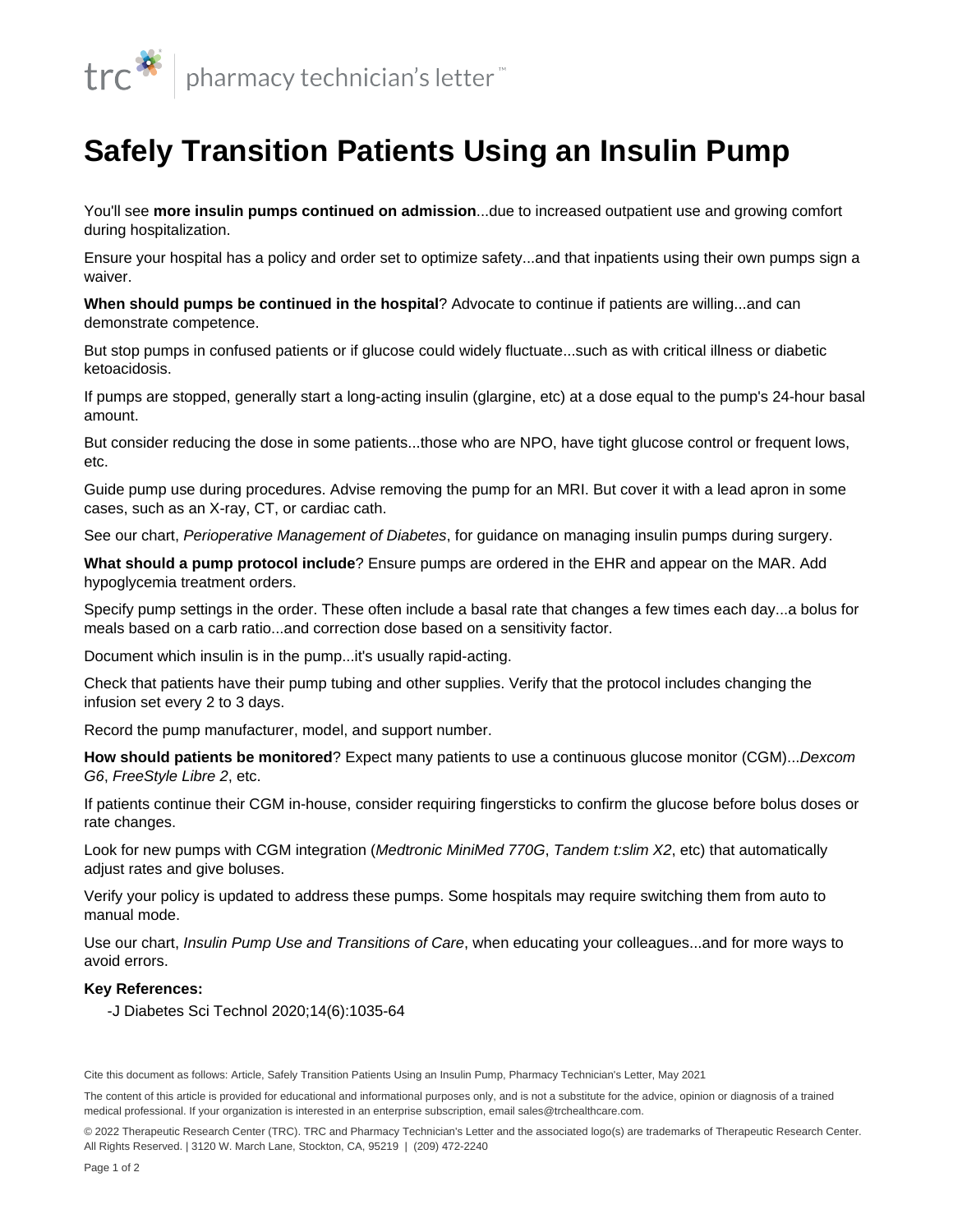trc | pharmacy technician's letter™

# Safely Transition Patients Using an Insulin Pump

You'll see **more insulin pumps continued on admission**...due to increased outpatient use and growing comfort during hospitalization.

Ensure your hospital has a policy and order set to optimize safety...and that inpatients using their own pumps sign a waiver.

**When should pumps be continued in the hospital**? Advocate to continue if patients are willing...and can demonstrate competence.

But stop pumps in confused patients or if glucose could widely fluctuate...such as with critical illness or diabetic ketoacidosis.

If pumps are stopped, generally start a long-acting insulin (glargine, etc) at a dose equal to the pump's 24-hour basal amount.

But consider reducing the dose in some patients...those who are NPO, have tight glucose control or frequent lows, etc.

Guide pump use during procedures. Advise removing the pump for an MRI. But cover it with a lead apron in some cases, such as an X-ray, CT, or cardiac cath.

See our chart, *Perioperative Management of Diabetes*, for guidance on managing insulin pumps during surgery.

**What should a pump protocol include**? Ensure pumps are ordered in the EHR and appear on the MAR. Add hypoglycemia treatment orders.

Specify pump settings in the order. These often include a basal rate that changes a few times each day...a bolus for meals based on a carb ratio...and correction dose based on a sensitivity factor.

Document which insulin is in the pump...it's usually rapid-acting.

Check that patients have their pump tubing and other supplies. Verify that the protocol includes changing the infusion set every 2 to 3 days.

Record the pump manufacturer, model, and support number.

**How should patients be monitored**? Expect many patients to use a continuous glucose monitor (CGM)...*Dexcom G6*, *FreeStyle Libre 2*, etc.

If patients continue their CGM in-house, consider requiring fingersticks to confirm the glucose before bolus doses or rate changes.

Look for new pumps with CGM integration (*Medtronic MiniMed 770G*, *Tandem t:slim X2*, etc) that automatically adjust rates and give boluses.

Verify your policy is updated to address these pumps. Some hospitals may require switching them from auto to manual mode.

Use our chart, *Insulin Pump Use and Transitions of Care*, when educating your colleagues...and for more ways to avoid errors.

**Key References:**

-J Diabetes Sci Technol 2020;14(6):1035-64

Cite this document as follows: Article, Safely Transition Patients Using an Insulin Pump, Pharmacy Technician's Letter, May 2021

The content of this article is provided for educational and informational purposes only, and is not a substitute for the advice, opinion or diagnosis of a trained medical professional. If your organization is interested in an enterprise subscription, email sales@trchealthcare.com.

© 2022 Therapeutic Research Center (TRC). TRC and Pharmacy Technician's Letter and the associated logo(s) are trademarks of Therapeutic Research Center. All Rights Reserved. | 3120 W. March Lane, Stockton, CA, 95219 | (209) 472-2240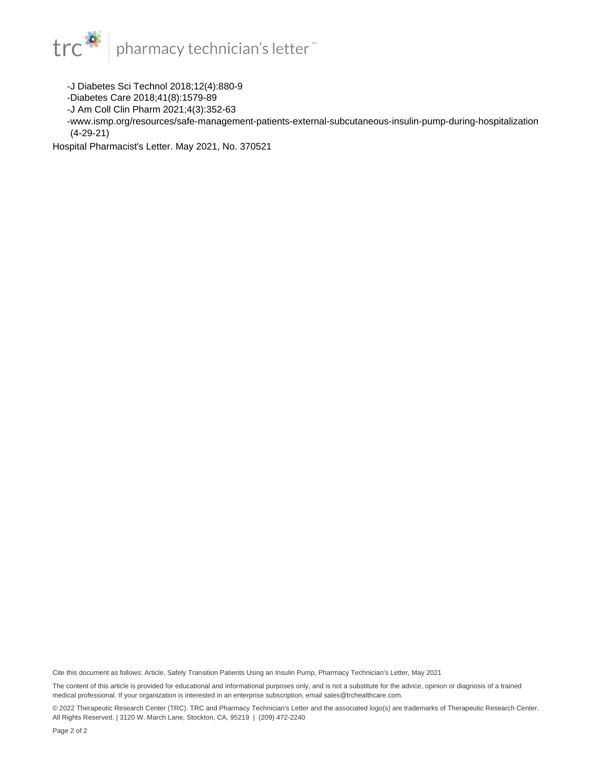-J Diabetes Sci Technol 2018;12(4):880-9

-Diabetes Care 2018;41(8):1579-89

-J Am Coll Clin Pharm 2021;4(3):352-63

-www.ismp.org/resources/safe-management-patients-external-subcutaneous-insulin-pump-during-hospitalization (4-29-21)

Hospital Pharmacist's Letter. May 2021, No. 370521

Cite this document as follows: Article, Safely Transition Patients Using an Insulin Pump, Pharmacy Technician's Letter, May 2021

The content of this article is provided for educational and informational purposes only, and is not a substitute for the advice, opinion or diagnosis of a trained medical professional. If your organization is interested in an enterprise subscription, email sales@trchealthcare.com.

© 2022 Therapeutic Research Center (TRC). TRC and Pharmacy Technician's Letter and the associated logo(s) are trademarks of Therapeutic Research Center. All Rights Reserved. | 3120 W. March Lane, Stockton, CA, 95219 | (209) 472-2240